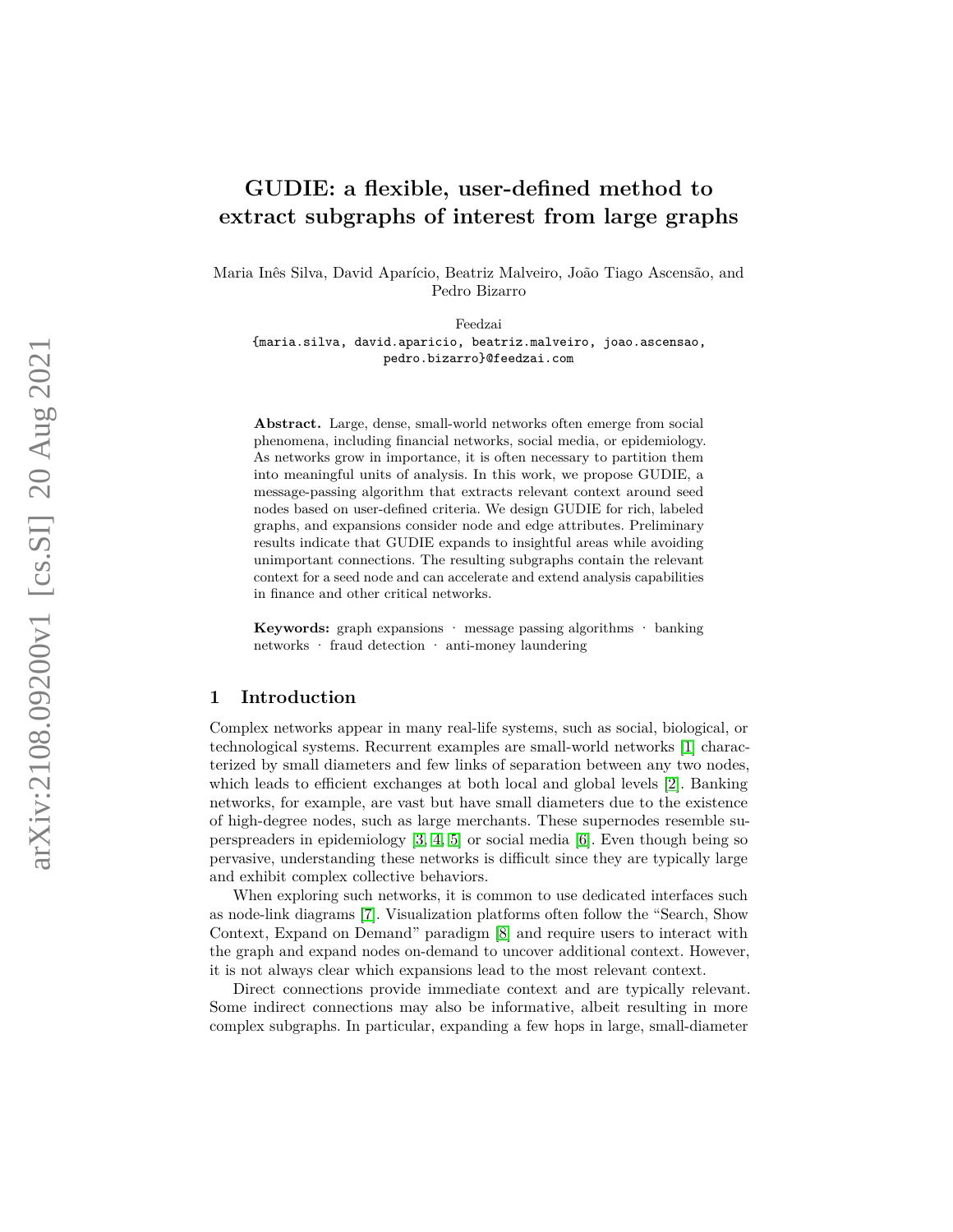# GUDIE: a flexible, user-defined method to extract subgraphs of interest from large graphs

Maria Inês Silva, David Aparício, Beatriz Malveiro, João Tiago Ascensão, and Pedro Bizarro

Feedzai
{maria.silva, david.aparicio, beatriz.malveiro, joao.ascensao, pedro.bizarro}@feedzai.com

**Abstract.** Large, dense, small-world networks often emerge from social phenomena, including financial networks, social media, or epidemiology. As networks grow in importance, it is often necessary to partition them into meaningful units of analysis. In this work, we propose GUDIE, a message-passing algorithm that extracts relevant context around seed nodes based on user-defined criteria. We design GUDIE for rich, labeled graphs, and expansions consider node and edge attributes. Preliminary results indicate that GUDIE expands to insightful areas while avoiding unimportant connections. The resulting subgraphs contain the relevant context for a seed node and can accelerate and extend analysis capabilities in finance and other critical networks.

**Keywords:** graph expansions · message passing algorithms · banking networks · fraud detection · anti-money laundering

## 1 Introduction

Complex networks appear in many real-life systems, such as social, biological, or technological systems. Recurrent examples are small-world networks [1] characterized by small diameters and few links of separation between any two nodes, which leads to efficient exchanges at both local and global levels [2]. Banking networks, for example, are vast but have small diameters due to the existence of high-degree nodes, such as large merchants. These supernodes resemble superspreaders in epidemiology [3, 4, 5] or social media [6]. Even though being so pervasive, understanding these networks is difficult since they are typically large and exhibit complex collective behaviors.

When exploring such networks, it is common to use dedicated interfaces such as node-link diagrams [7]. Visualization platforms often follow the "Search, Show Context, Expand on Demand" paradigm [8] and require users to interact with the graph and expand nodes on-demand to uncover additional context. However, it is not always clear which expansions lead to the most relevant context.

Direct connections provide immediate context and are typically relevant. Some indirect connections may also be informative, albeit resulting in more complex subgraphs. In particular, expanding a few hops in large, small-diameter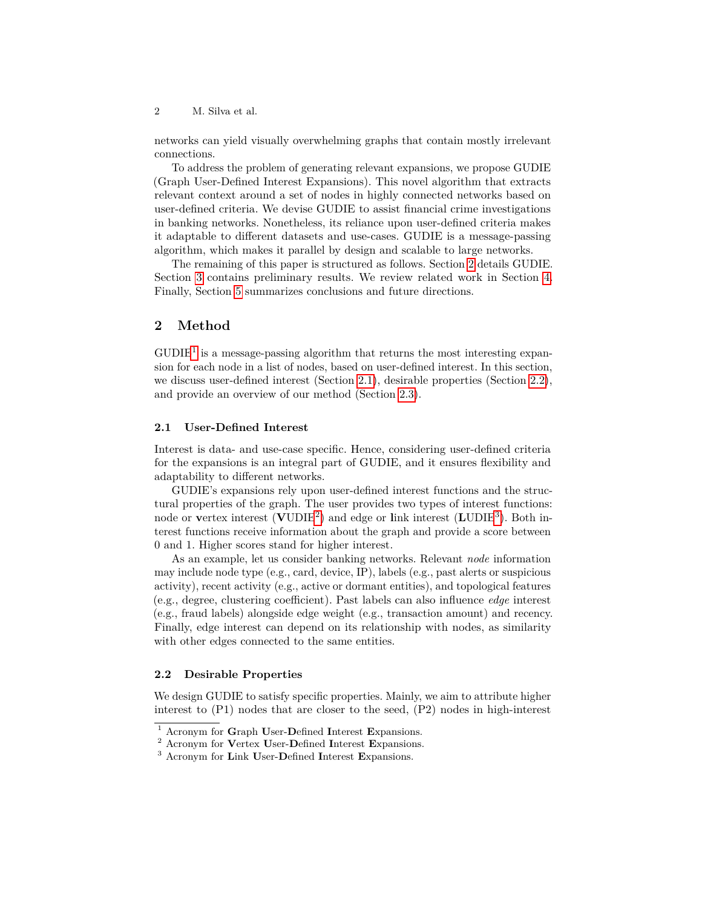networks can yield visually overwhelming graphs that contain mostly irrelevant connections.

To address the problem of generating relevant expansions, we propose GUDIE (Graph User-Defined Interest Expansions). This novel algorithm that extracts relevant context around a set of nodes in highly connected networks based on user-defined criteria. We devise GUDIE to assist financial crime investigations in banking networks. Nonetheless, its reliance upon user-defined criteria makes it adaptable to different datasets and use-cases. GUDIE is a message-passing algorithm, which makes it parallel by design and scalable to large networks.

The remaining of this paper is structured as follows. Section 2 details GUDIE. Section 3 contains preliminary results. We review related work in Section 4. Finally, Section 5 summarizes conclusions and future directions.

## 2 Method

GUDIE[1] is a message-passing algorithm that returns the most interesting expansion for each node in a list of nodes, based on user-defined interest. In this section, we discuss user-defined interest (Section 2.1), desirable properties (Section 2.2), and provide an overview of our method (Section 2.3).

### 2.1 User-Defined Interest

Interest is data- and use-case specific. Hence, considering user-defined criteria for the expansions is an integral part of GUDIE, and it ensures flexibility and adaptability to different networks.

GUDIE's expansions rely upon user-defined interest functions and the structural properties of the graph. The user provides two types of interest functions: node or **v**ertex interest (**V**UDIE[2]) and edge or **l**ink interest (**L**UDIE[3]). Both interest functions receive information about the graph and provide a score between 0 and 1. Higher scores stand for higher interest.

As an example, let us consider banking networks. Relevant *node* information may include node type (e.g., card, device, IP), labels (e.g., past alerts or suspicious activity), recent activity (e.g., active or dormant entities), and topological features (e.g., degree, clustering coefficient). Past labels can also influence *edge* interest (e.g., fraud labels) alongside edge weight (e.g., transaction amount) and recency. Finally, edge interest can depend on its relationship with nodes, as similarity with other edges connected to the same entities.

### 2.2 Desirable Properties

We design GUDIE to satisfy specific properties. Mainly, we aim to attribute higher interest to (P1) nodes that are closer to the seed, (P2) nodes in high-interest

[1] Acronym for **G**raph **U**ser-**D**efined **I**nterest **E**xpansions.

[2] Acronym for **V**ertex **U**ser-**D**efined **I**nterest **E**xpansions.

[3] Acronym for **L**ink **U**ser-**D**efined **I**nterest **E**xpansions.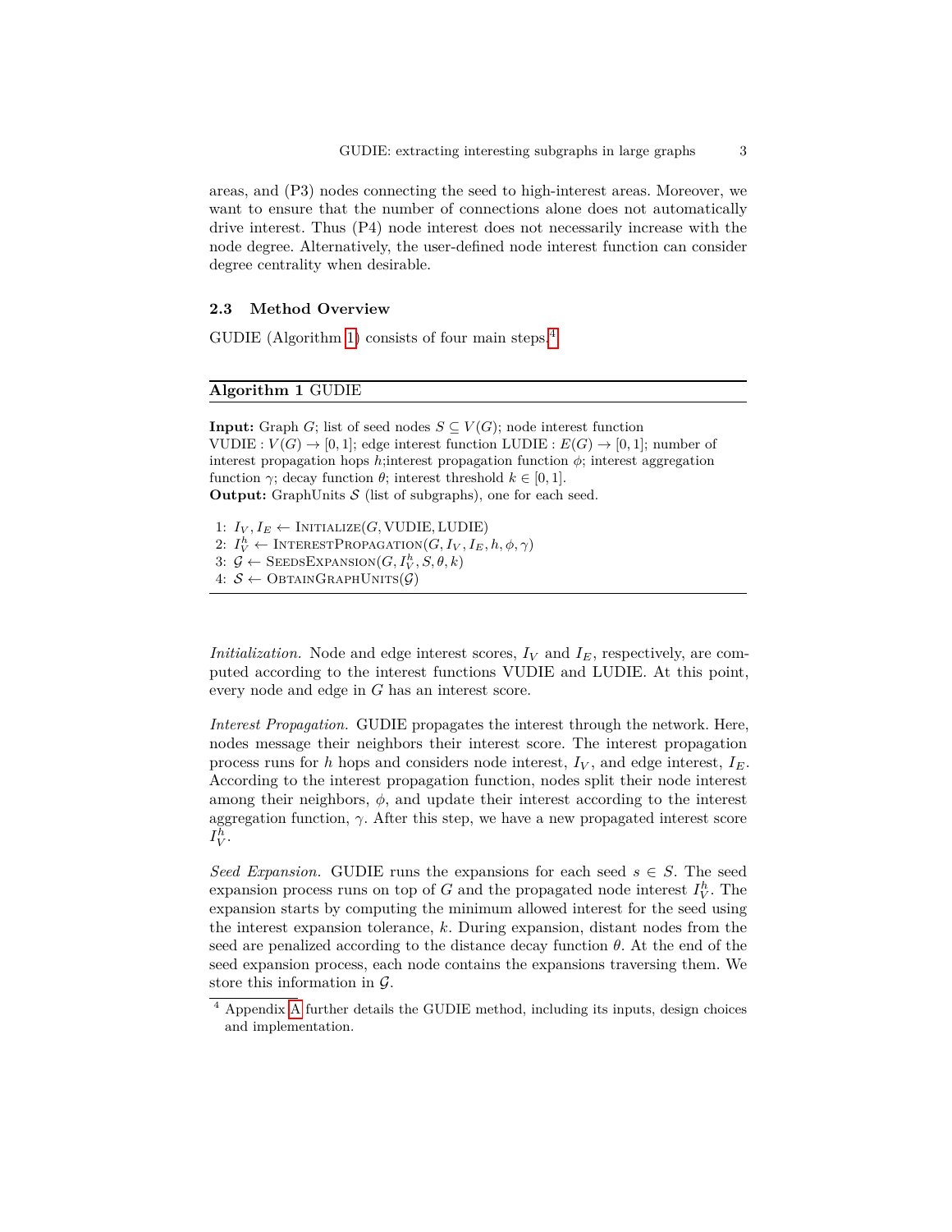areas, and (P3) nodes connecting the seed to high-interest areas. Moreover, we want to ensure that the number of connections alone does not automatically drive interest. Thus (P4) node interest does not necessarily increase with the node degree. Alternatively, the user-defined node interest function can consider degree centrality when desirable.

### 2.3 Method Overview

GUDIE (Algorithm 1) consists of four main steps.[4]

---

**Algorithm 1** GUDIE

---

**Input:** Graph $G$; list of seed nodes $S \subseteq V(G)$; node interest function VUDIE : $V(G) \to [0,1]$; edge interest function LUDIE : $E(G) \to [0,1]$; number of interest propagation hops $h$;interest propagation function $\phi$; interest aggregation function $\gamma$; decay function $\theta$; interest threshold $k \in [0,1]$.
**Output:** GraphUnits $\mathcal{S}$ (list of subgraphs), one for each seed.

1: $I_V, I_E \leftarrow \textsc{Initialize}(G, \text{VUDIE}, \text{LUDIE})$
2: $I_V^h \leftarrow \textsc{InterestPropagation}(G, I_V, I_E, h, \phi, \gamma)$
3: $\mathcal{G} \leftarrow \textsc{SeedsExpansion}(G, I_V^h, S, \theta, k)$
4: $\mathcal{S} \leftarrow \textsc{ObtainGraphUnits}(\mathcal{G})$

---

*Initialization.* Node and edge interest scores, $I_V$ and $I_E$, respectively, are computed according to the interest functions VUDIE and LUDIE. At this point, every node and edge in $G$ has an interest score.

*Interest Propagation.* GUDIE propagates the interest through the network. Here, nodes message their neighbors their interest score. The interest propagation process runs for $h$ hops and considers node interest, $I_V$, and edge interest, $I_E$. According to the interest propagation function, nodes split their node interest among their neighbors, $\phi$, and update their interest according to the interest aggregation function, $\gamma$. After this step, we have a new propagated interest score $I_V^h$.

*Seed Expansion.* GUDIE runs the expansions for each seed $s \in S$. The seed expansion process runs on top of $G$ and the propagated node interest $I_V^h$. The expansion starts by computing the minimum allowed interest for the seed using the interest expansion tolerance, $k$. During expansion, distant nodes from the seed are penalized according to the distance decay function $\theta$. At the end of the seed expansion process, each node contains the expansions traversing them. We store this information in $\mathcal{G}$.

[4] Appendix A further details the GUDIE method, including its inputs, design choices and implementation.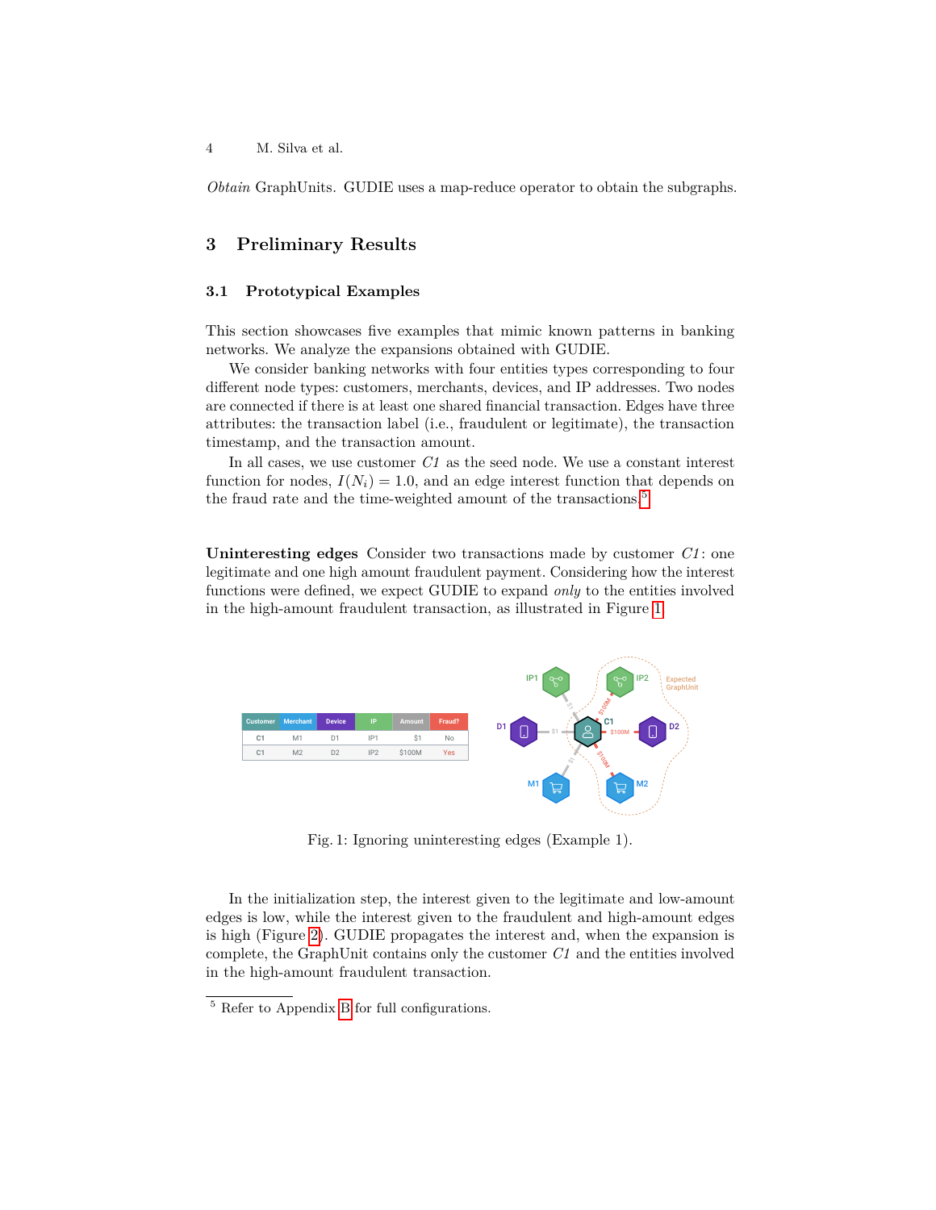*Obtain* GraphUnits. GUDIE uses a map-reduce operator to obtain the subgraphs.

## 3 Preliminary Results

### 3.1 Prototypical Examples

This section showcases five examples that mimic known patterns in banking networks. We analyze the expansions obtained with GUDIE.

We consider banking networks with four entities types corresponding to four different node types: customers, merchants, devices, and IP addresses. Two nodes are connected if there is at least one shared financial transaction. Edges have three attributes: the transaction label (i.e., fraudulent or legitimate), the transaction timestamp, and the transaction amount.

In all cases, we use customer *C1* as the seed node. We use a constant interest function for nodes, $I(N_i) = 1.0$, and an edge interest function that depends on the fraud rate and the time-weighted amount of the transactions.[5]

**Uninteresting edges** Consider two transactions made by customer *C1*: one legitimate and one high amount fraudulent payment. Considering how the interest functions were defined, we expect GUDIE to expand *only* to the entities involved in the high-amount fraudulent transaction, as illustrated in Figure 1.

| Customer | Merchant | Device | IP | Amount | Fraud? |
|---|---|---|---|---|---|
| C1 | M1 | D1 | IP1 | $1 | No |
| C1 | M2 | D2 | IP2 | $100M | Yes |

Fig. 1: Ignoring uninteresting edges (Example 1).

In the initialization step, the interest given to the legitimate and low-amount edges is low, while the interest given to the fraudulent and high-amount edges is high (Figure 2). GUDIE propagates the interest and, when the expansion is complete, the GraphUnit contains only the customer *C1* and the entities involved in the high-amount fraudulent transaction.

[5] Refer to Appendix B for full configurations.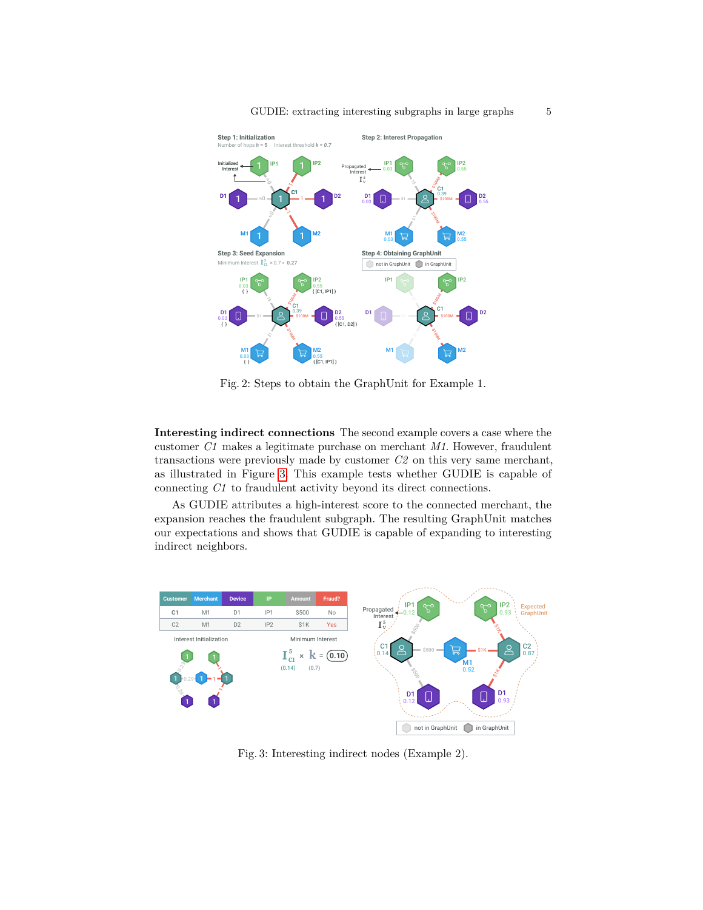Fig. 2: Steps to obtain the GraphUnit for Example 1.

**Interesting indirect connections** The second example covers a case where the customer *C1* makes a legitimate purchase on merchant *M1*. However, fraudulent transactions were previously made by customer *C2* on this very same merchant, as illustrated in Figure 3. This example tests whether GUDIE is capable of connecting *C1* to fraudulent activity beyond its direct connections.

As GUDIE attributes a high-interest score to the connected merchant, the expansion reaches the fraudulent subgraph. The resulting GraphUnit matches our expectations and shows that GUDIE is capable of expanding to interesting indirect neighbors.

| Customer | Merchant | Device | IP | Amount | Fraud? |
|---|---|---|---|---|---|
| C1 | M1 | D1 | IP1 | $500 | No |
| C2 | M1 | D2 | IP2 | $1K | Yes |

Fig. 3: Interesting indirect nodes (Example 2).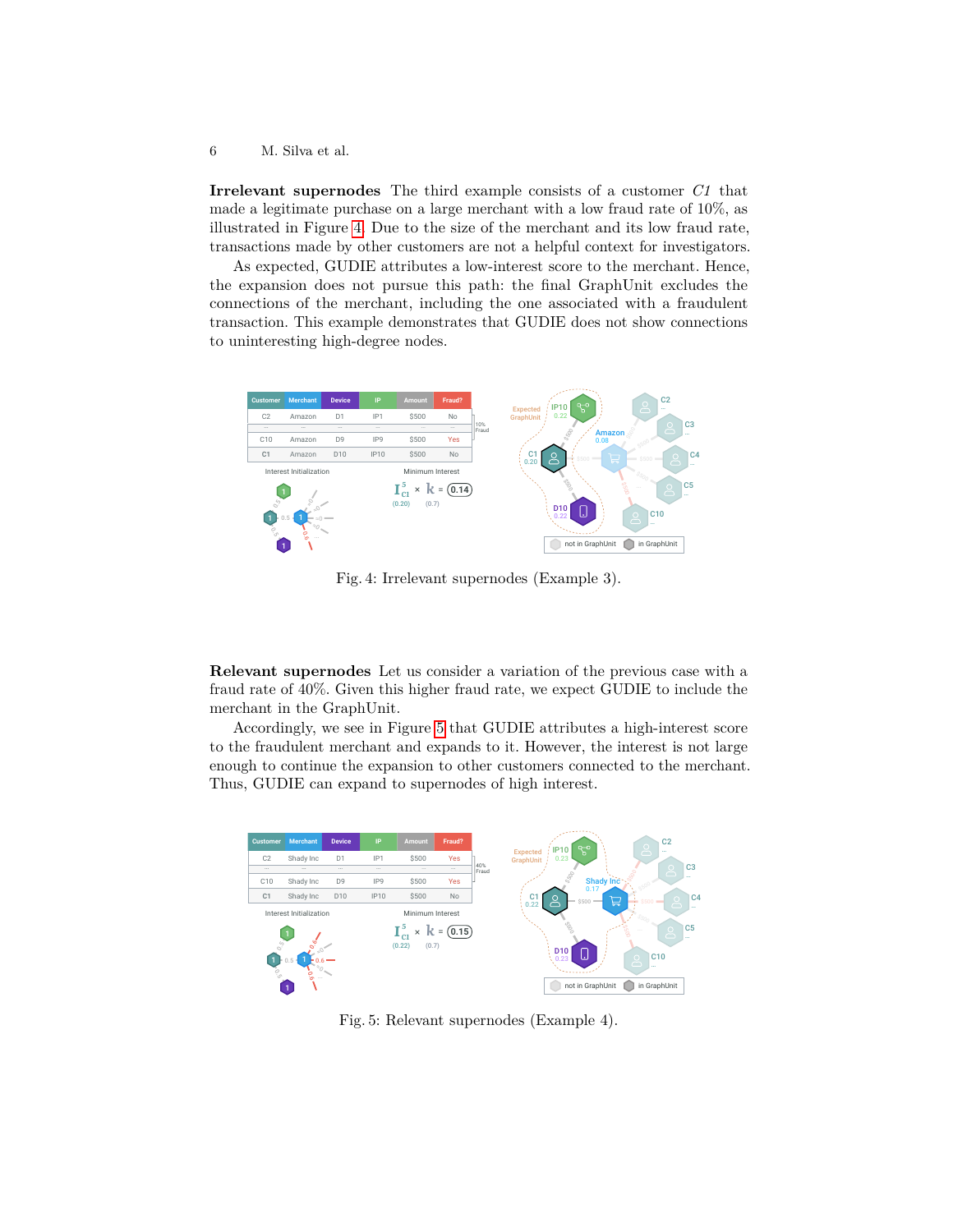**Irrelevant supernodes** The third example consists of a customer *C1* that made a legitimate purchase on a large merchant with a low fraud rate of 10%, as illustrated in Figure 4. Due to the size of the merchant and its low fraud rate, transactions made by other customers are not a helpful context for investigators.

As expected, GUDIE attributes a low-interest score to the merchant. Hence, the expansion does not pursue this path: the final GraphUnit excludes the connections of the merchant, including the one associated with a fraudulent transaction. This example demonstrates that GUDIE does not show connections to uninteresting high-degree nodes.

Fig. 4: Irrelevant supernodes (Example 3).

**Relevant supernodes** Let us consider a variation of the previous case with a fraud rate of 40%. Given this higher fraud rate, we expect GUDIE to include the merchant in the GraphUnit.

Accordingly, we see in Figure 5 that GUDIE attributes a high-interest score to the fraudulent merchant and expands to it. However, the interest is not large enough to continue the expansion to other customers connected to the merchant. Thus, GUDIE can expand to supernodes of high interest.

Fig. 5: Relevant supernodes (Example 4).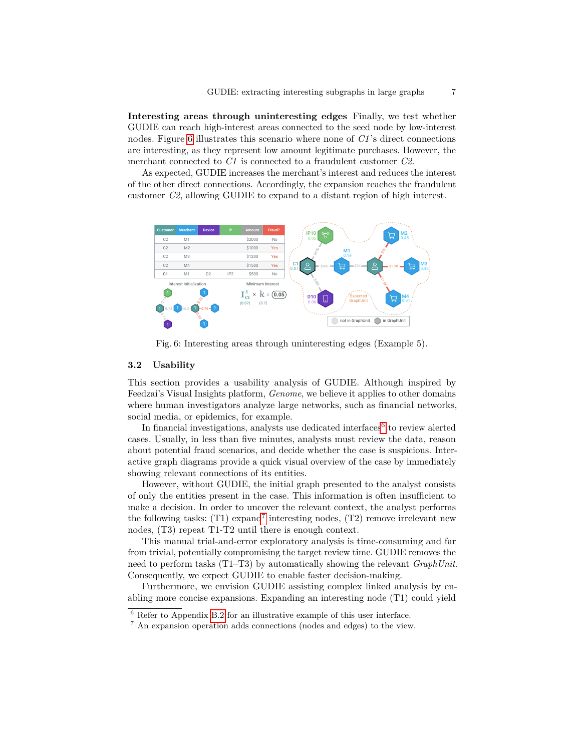**Interesting areas through uninteresting edges** Finally, we test whether GUDIE can reach high-interest areas connected to the seed node by low-interest nodes. Figure 6 illustrates this scenario where none of *C1*'s direct connections are interesting, as they represent low amount legitimate purchases. However, the merchant connected to *C1* is connected to a fraudulent customer *C2*.

As expected, GUDIE increases the merchant's interest and reduces the interest of the other direct connections. Accordingly, the expansion reaches the fraudulent customer *C2*, allowing GUDIE to expand to a distant region of high interest.

Fig. 6: Interesting areas through uninteresting edges (Example 5).

## 3.2 Usability

This section provides a usability analysis of GUDIE. Although inspired by Feedzai's Visual Insights platform, *Genome*, we believe it applies to other domains where human investigators analyze large networks, such as financial networks, social media, or epidemics, for example.

In financial investigations, analysts use dedicated interfaces[6] to review alerted cases. Usually, in less than five minutes, analysts must review the data, reason about potential fraud scenarios, and decide whether the case is suspicious. Interactive graph diagrams provide a quick visual overview of the case by immediately showing relevant connections of its entities.

However, without GUDIE, the initial graph presented to the analyst consists of only the entities present in the case. This information is often insufficient to make a decision. In order to uncover the relevant context, the analyst performs the following tasks: (T1) expand[7] interesting nodes, (T2) remove irrelevant new nodes, (T3) repeat T1-T2 until there is enough context.

This manual trial-and-error exploratory analysis is time-consuming and far from trivial, potentially compromising the target review time. GUDIE removes the need to perform tasks (T1–T3) by automatically showing the relevant *GraphUnit*. Consequently, we expect GUDIE to enable faster decision-making.

Furthermore, we envision GUDIE assisting complex linked analysis by enabling more concise expansions. Expanding an interesting node (T1) could yield

[6] Refer to Appendix B.2 for an illustrative example of this user interface.

[7] An expansion operation adds connections (nodes and edges) to the view.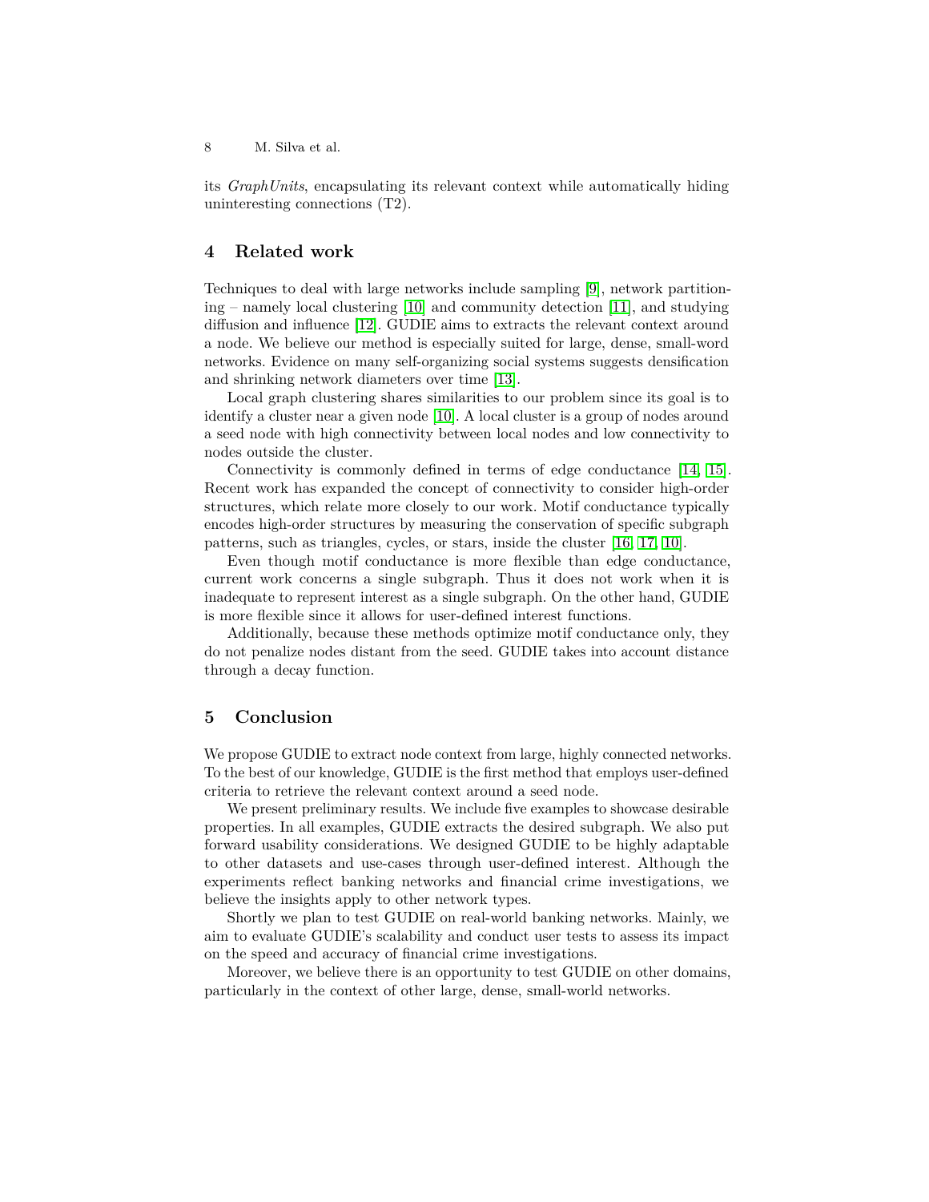its *GraphUnits*, encapsulating its relevant context while automatically hiding uninteresting connections (T2).

## 4 Related work

Techniques to deal with large networks include sampling [9], network partitioning – namely local clustering [10] and community detection [11], and studying diffusion and influence [12]. GUDIE aims to extracts the relevant context around a node. We believe our method is especially suited for large, dense, small-word networks. Evidence on many self-organizing social systems suggests densification and shrinking network diameters over time [13].

Local graph clustering shares similarities to our problem since its goal is to identify a cluster near a given node [10]. A local cluster is a group of nodes around a seed node with high connectivity between local nodes and low connectivity to nodes outside the cluster.

Connectivity is commonly defined in terms of edge conductance [14, 15]. Recent work has expanded the concept of connectivity to consider high-order structures, which relate more closely to our work. Motif conductance typically encodes high-order structures by measuring the conservation of specific subgraph patterns, such as triangles, cycles, or stars, inside the cluster [16, 17, 10].

Even though motif conductance is more flexible than edge conductance, current work concerns a single subgraph. Thus it does not work when it is inadequate to represent interest as a single subgraph. On the other hand, GUDIE is more flexible since it allows for user-defined interest functions.

Additionally, because these methods optimize motif conductance only, they do not penalize nodes distant from the seed. GUDIE takes into account distance through a decay function.

## 5 Conclusion

We propose GUDIE to extract node context from large, highly connected networks. To the best of our knowledge, GUDIE is the first method that employs user-defined criteria to retrieve the relevant context around a seed node.

We present preliminary results. We include five examples to showcase desirable properties. In all examples, GUDIE extracts the desired subgraph. We also put forward usability considerations. We designed GUDIE to be highly adaptable to other datasets and use-cases through user-defined interest. Although the experiments reflect banking networks and financial crime investigations, we believe the insights apply to other network types.

Shortly we plan to test GUDIE on real-world banking networks. Mainly, we aim to evaluate GUDIE's scalability and conduct user tests to assess its impact on the speed and accuracy of financial crime investigations.

Moreover, we believe there is an opportunity to test GUDIE on other domains, particularly in the context of other large, dense, small-world networks.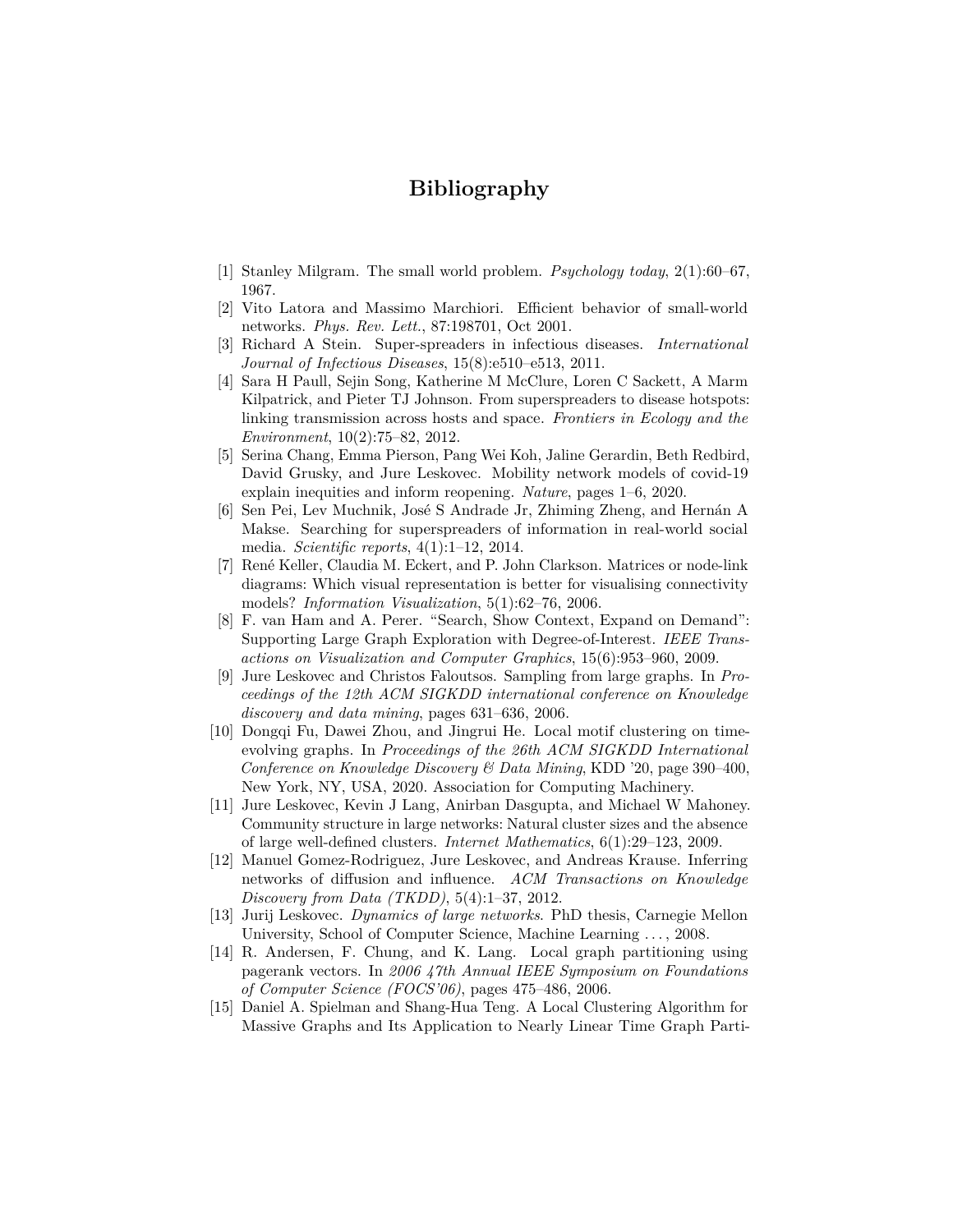# Bibliography

[1] Stanley Milgram. The small world problem. *Psychology today*, 2(1):60–67, 1967.

[2] Vito Latora and Massimo Marchiori. Efficient behavior of small-world networks. *Phys. Rev. Lett.*, 87:198701, Oct 2001.

[3] Richard A Stein. Super-spreaders in infectious diseases. *International Journal of Infectious Diseases*, 15(8):e510–e513, 2011.

[4] Sara H Paull, Sejin Song, Katherine M McClure, Loren C Sackett, A Marm Kilpatrick, and Pieter TJ Johnson. From superspreaders to disease hotspots: linking transmission across hosts and space. *Frontiers in Ecology and the Environment*, 10(2):75–82, 2012.

[5] Serina Chang, Emma Pierson, Pang Wei Koh, Jaline Gerardin, Beth Redbird, David Grusky, and Jure Leskovec. Mobility network models of covid-19 explain inequities and inform reopening. *Nature*, pages 1–6, 2020.

[6] Sen Pei, Lev Muchnik, José S Andrade Jr, Zhiming Zheng, and Hernán A Makse. Searching for superspreaders of information in real-world social media. *Scientific reports*, 4(1):1–12, 2014.

[7] René Keller, Claudia M. Eckert, and P. John Clarkson. Matrices or node-link diagrams: Which visual representation is better for visualising connectivity models? *Information Visualization*, 5(1):62–76, 2006.

[8] F. van Ham and A. Perer. "Search, Show Context, Expand on Demand": Supporting Large Graph Exploration with Degree-of-Interest. *IEEE Transactions on Visualization and Computer Graphics*, 15(6):953–960, 2009.

[9] Jure Leskovec and Christos Faloutsos. Sampling from large graphs. In *Proceedings of the 12th ACM SIGKDD international conference on Knowledge discovery and data mining*, pages 631–636, 2006.

[10] Dongqi Fu, Dawei Zhou, and Jingrui He. Local motif clustering on time-evolving graphs. In *Proceedings of the 26th ACM SIGKDD International Conference on Knowledge Discovery & Data Mining*, KDD '20, page 390–400, New York, NY, USA, 2020. Association for Computing Machinery.

[11] Jure Leskovec, Kevin J Lang, Anirban Dasgupta, and Michael W Mahoney. Community structure in large networks: Natural cluster sizes and the absence of large well-defined clusters. *Internet Mathematics*, 6(1):29–123, 2009.

[12] Manuel Gomez-Rodriguez, Jure Leskovec, and Andreas Krause. Inferring networks of diffusion and influence. *ACM Transactions on Knowledge Discovery from Data (TKDD)*, 5(4):1–37, 2012.

[13] Jurij Leskovec. *Dynamics of large networks*. PhD thesis, Carnegie Mellon University, School of Computer Science, Machine Learning . . . , 2008.

[14] R. Andersen, F. Chung, and K. Lang. Local graph partitioning using pagerank vectors. In *2006 47th Annual IEEE Symposium on Foundations of Computer Science (FOCS'06)*, pages 475–486, 2006.

[15] Daniel A. Spielman and Shang-Hua Teng. A Local Clustering Algorithm for Massive Graphs and Its Application to Nearly Linear Time Graph Parti-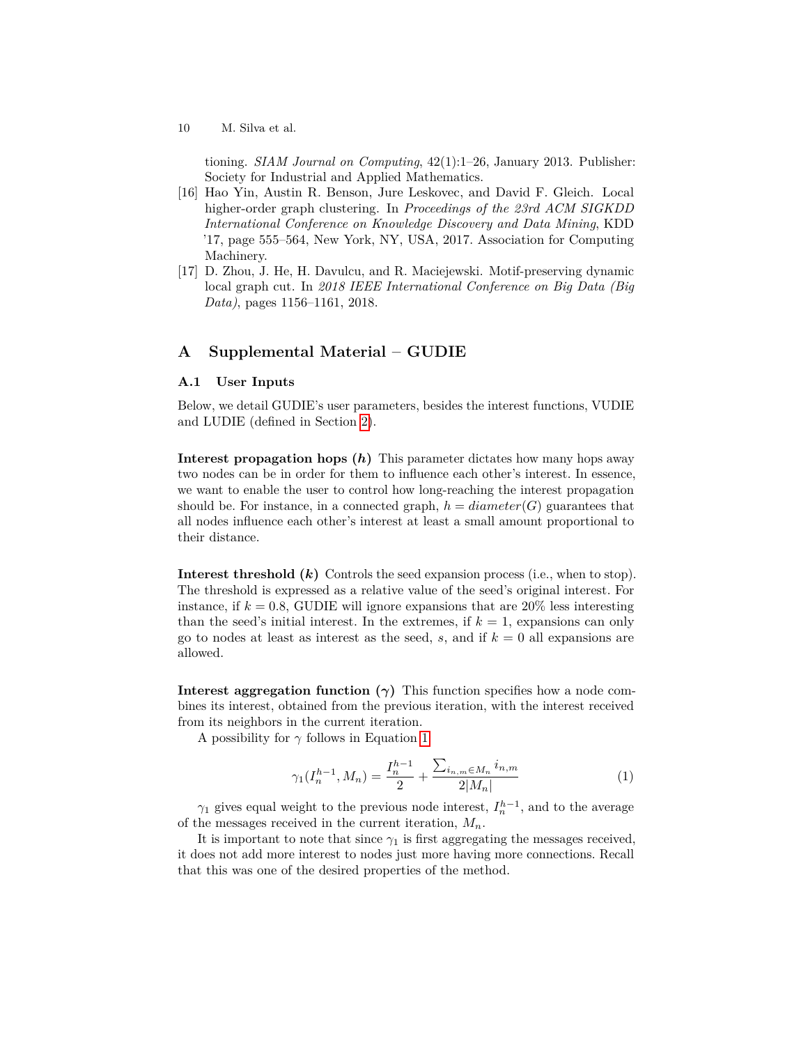tioning. *SIAM Journal on Computing*, 42(1):1–26, January 2013. Publisher: Society for Industrial and Applied Mathematics.

[16] Hao Yin, Austin R. Benson, Jure Leskovec, and David F. Gleich. Local higher-order graph clustering. In *Proceedings of the 23rd ACM SIGKDD International Conference on Knowledge Discovery and Data Mining*, KDD '17, page 555–564, New York, NY, USA, 2017. Association for Computing Machinery.

[17] D. Zhou, J. He, H. Davulcu, and R. Maciejewski. Motif-preserving dynamic local graph cut. In *2018 IEEE International Conference on Big Data (Big Data)*, pages 1156–1161, 2018.

# A Supplemental Material – GUDIE

## A.1 User Inputs

Below, we detail GUDIE's user parameters, besides the interest functions, VUDIE and LUDIE (defined in Section 2).

**Interest propagation hops ($h$)** This parameter dictates how many hops away two nodes can be in order for them to influence each other's interest. In essence, we want to enable the user to control how long-reaching the interest propagation should be. For instance, in a connected graph, $h = diameter(G)$ guarantees that all nodes influence each other's interest at least a small amount proportional to their distance.

**Interest threshold ($k$)** Controls the seed expansion process (i.e., when to stop). The threshold is expressed as a relative value of the seed's original interest. For instance, if $k = 0.8$, GUDIE will ignore expansions that are 20% less interesting than the seed's initial interest. In the extremes, if $k = 1$, expansions can only go to nodes at least as interest as the seed, $s$, and if $k = 0$ all expansions are allowed.

**Interest aggregation function ($\gamma$)** This function specifies how a node combines its interest, obtained from the previous iteration, with the interest received from its neighbors in the current iteration.

A possibility for $\gamma$ follows in Equation 1.

$$\gamma_1(I_n^{h-1}, M_n) = \frac{I_n^{h-1}}{2} + \frac{\sum_{i_{n,m} \in M_n} i_{n,m}}{2|M_n|} \tag{1}$$

$\gamma_1$ gives equal weight to the previous node interest, $I_n^{h-1}$, and to the average of the messages received in the current iteration, $M_n$.

It is important to note that since $\gamma_1$ is first aggregating the messages received, it does not add more interest to nodes just more having more connections. Recall that this was one of the desired properties of the method.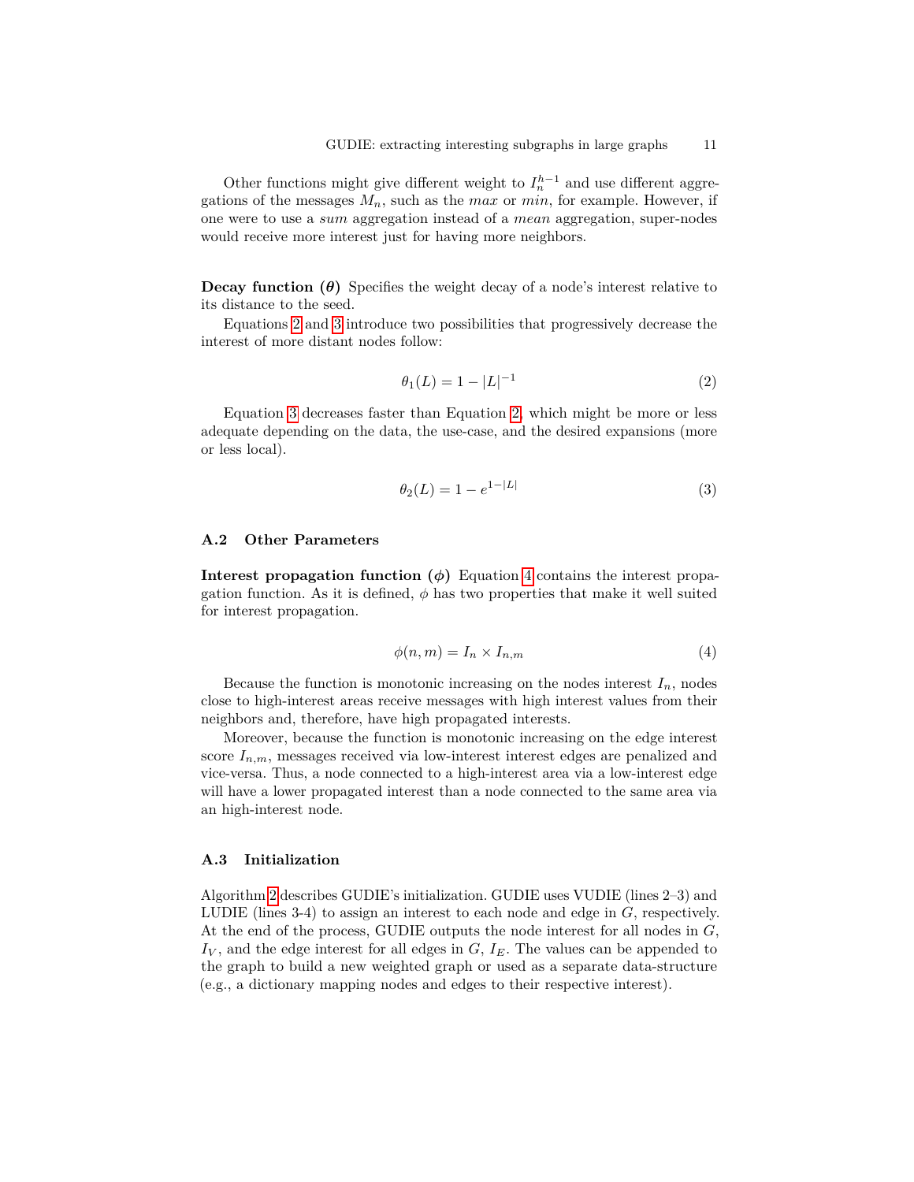Other functions might give different weight to $I_n^{h-1}$ and use different aggregations of the messages $M_n$, such as the *max* or *min*, for example. However, if one were to use a *sum* aggregation instead of a *mean* aggregation, super-nodes would receive more interest just for having more neighbors.

**Decay function ($\theta$)** Specifies the weight decay of a node's interest relative to its distance to the seed.

Equations 2 and 3 introduce two possibilities that progressively decrease the interest of more distant nodes follow:

$$\theta_1(L) = 1 - |L|^{-1} \tag{2}$$

Equation 3 decreases faster than Equation 2, which might be more or less adequate depending on the data, the use-case, and the desired expansions (more or less local).

$$\theta_2(L) = 1 - e^{1-|L|} \tag{3}$$

### A.2 Other Parameters

**Interest propagation function ($\phi$)** Equation 4 contains the interest propagation function. As it is defined, $\phi$ has two properties that make it well suited for interest propagation.

$$\phi(n, m) = I_n \times I_{n,m} \tag{4}$$

Because the function is monotonic increasing on the nodes interest $I_n$, nodes close to high-interest areas receive messages with high interest values from their neighbors and, therefore, have high propagated interests.

Moreover, because the function is monotonic increasing on the edge interest score $I_{n,m}$, messages received via low-interest interest edges are penalized and vice-versa. Thus, a node connected to a high-interest area via a low-interest edge will have a lower propagated interest than a node connected to the same area via an high-interest node.

### A.3 Initialization

Algorithm 2 describes GUDIE's initialization. GUDIE uses VUDIE (lines 2–3) and LUDIE (lines 3-4) to assign an interest to each node and edge in $G$, respectively. At the end of the process, GUDIE outputs the node interest for all nodes in $G$, $I_V$, and the edge interest for all edges in $G$, $I_E$. The values can be appended to the graph to build a new weighted graph or used as a separate data-structure (e.g., a dictionary mapping nodes and edges to their respective interest).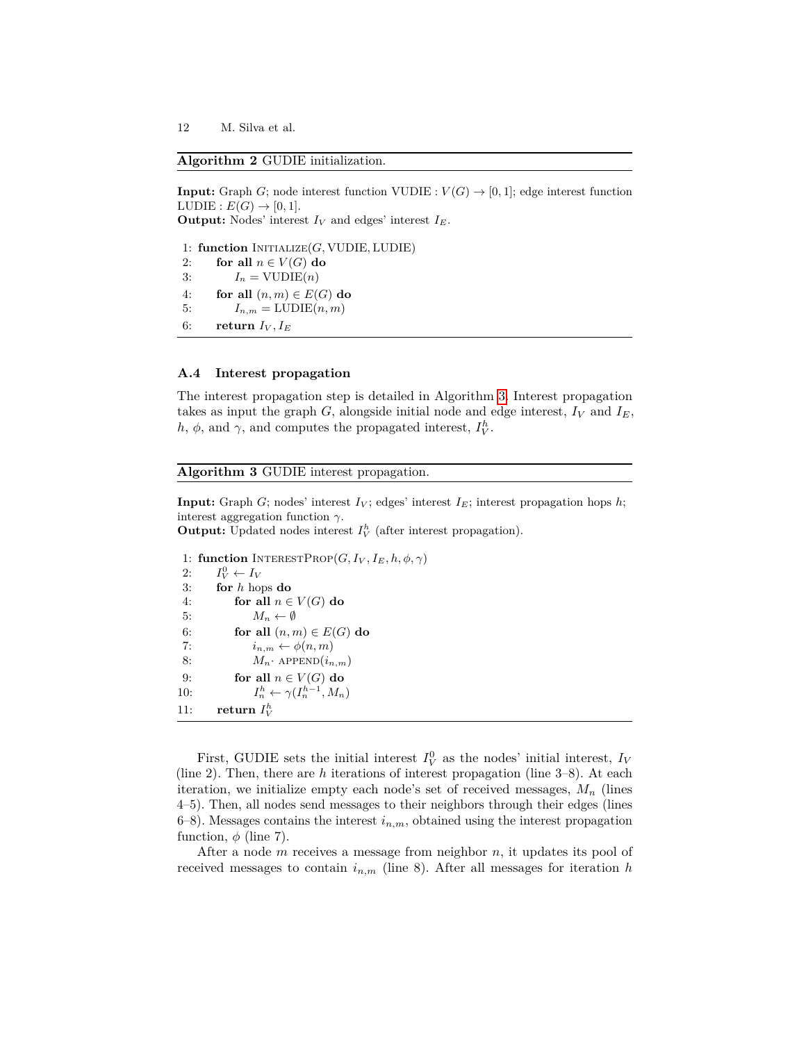**Algorithm 2** GUDIE initialization.

**Input:** Graph $G$; node interest function VUDIE : $V(G) \to [0, 1]$; edge interest function LUDIE : $E(G) \to [0, 1]$.
**Output:** Nodes' interest $I_V$ and edges' interest $I_E$.

```
1: function Initialize(G, VUDIE, LUDIE)
2:     for all n ∈ V(G) do
3:         I_n = VUDIE(n)
4:     for all (n, m) ∈ E(G) do
5:         I_{n,m} = LUDIE(n, m)
6:     return I_V, I_E
```

### A.4 Interest propagation

The interest propagation step is detailed in Algorithm 3. Interest propagation takes as input the graph $G$, alongside initial node and edge interest, $I_V$ and $I_E$, $h$, $\phi$, and $\gamma$, and computes the propagated interest, $I_V^h$.

**Algorithm 3** GUDIE interest propagation.

**Input:** Graph $G$; nodes' interest $I_V$; edges' interest $I_E$; interest propagation hops $h$; interest aggregation function $\gamma$.
**Output:** Updated nodes interest $I_V^h$ (after interest propagation).

```
1: function InterestProp(G, I_V, I_E, h, φ, γ)
2:     I_V^0 ← I_V
3:     for h hops do
4:         for all n ∈ V(G) do
5:             M_n ← ∅
6:         for all (n, m) ∈ E(G) do
7:             i_{n,m} ← φ(n, m)
8:             M_n · append(i_{n,m})
9:         for all n ∈ V(G) do
10:            I_n^h ← γ(I_n^{h−1}, M_n)
11:    return I_V^h
```

First, GUDIE sets the initial interest $I_V^0$ as the nodes' initial interest, $I_V$ (line 2). Then, there are $h$ iterations of interest propagation (line 3–8). At each iteration, we initialize empty each node's set of received messages, $M_n$ (lines 4–5). Then, all nodes send messages to their neighbors through their edges (lines 6–8). Messages contains the interest $i_{n,m}$, obtained using the interest propagation function, $\phi$ (line 7).

After a node $m$ receives a message from neighbor $n$, it updates its pool of received messages to contain $i_{n,m}$ (line 8). After all messages for iteration $h$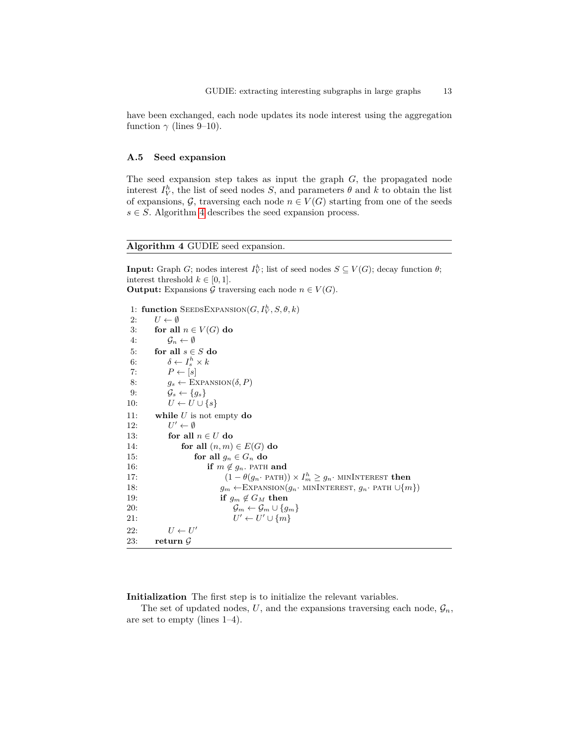have been exchanged, each node updates its node interest using the aggregation function $\gamma$ (lines 9–10).

### A.5 Seed expansion

The seed expansion step takes as input the graph $G$, the propagated node interest $I_V^h$, the list of seed nodes $S$, and parameters $\theta$ and $k$ to obtain the list of expansions, $\mathcal{G}$, traversing each node $n \in V(G)$ starting from one of the seeds $s \in S$. Algorithm 4 describes the seed expansion process.

**Algorithm 4** GUDIE seed expansion.

**Input:** Graph $G$; nodes interest $I_V^h$; list of seed nodes $S \subseteq V(G)$; decay function $\theta$; interest threshold $k \in [0, 1]$.
**Output:** Expansions $\mathcal{G}$ traversing each node $n \in V(G)$.

```
 1: function SeedsExpansion(G, I_V^h, S, θ, k)
 2:     U ← ∅
 3:     for all n ∈ V(G) do
 4:         𝒢_n ← ∅
 5:     for all s ∈ S do
 6:         δ ← I_s^h × k
 7:         P ← [s]
 8:         g_s ← Expansion(δ, P)
 9:         𝒢_s ← {g_s}
10:         U ← U ∪ {s}
11:     while U is not empty do
12:         U' ← ∅
13:         for all n ∈ U do
14:             for all (n, m) ∈ E(G) do
15:                 for all g_n ∈ G_n do
16:                     if m ∉ g_n. path and
17:                             (1 − θ(g_n· path)) × I_m^h ≥ g_n· minInterest then
18:                         g_m ←Expansion(g_n· minInterest, g_n· path ∪{m})
19:                         if g_m ∉ G_M then
20:                             𝒢_m ← 𝒢_m ∪ {g_m}
21:                             U' ← U' ∪ {m}
22:         U ← U'
23:     return 𝒢
```

**Initialization** The first step is to initialize the relevant variables.

The set of updated nodes, $U$, and the expansions traversing each node, $\mathcal{G}_n$, are set to empty (lines 1–4).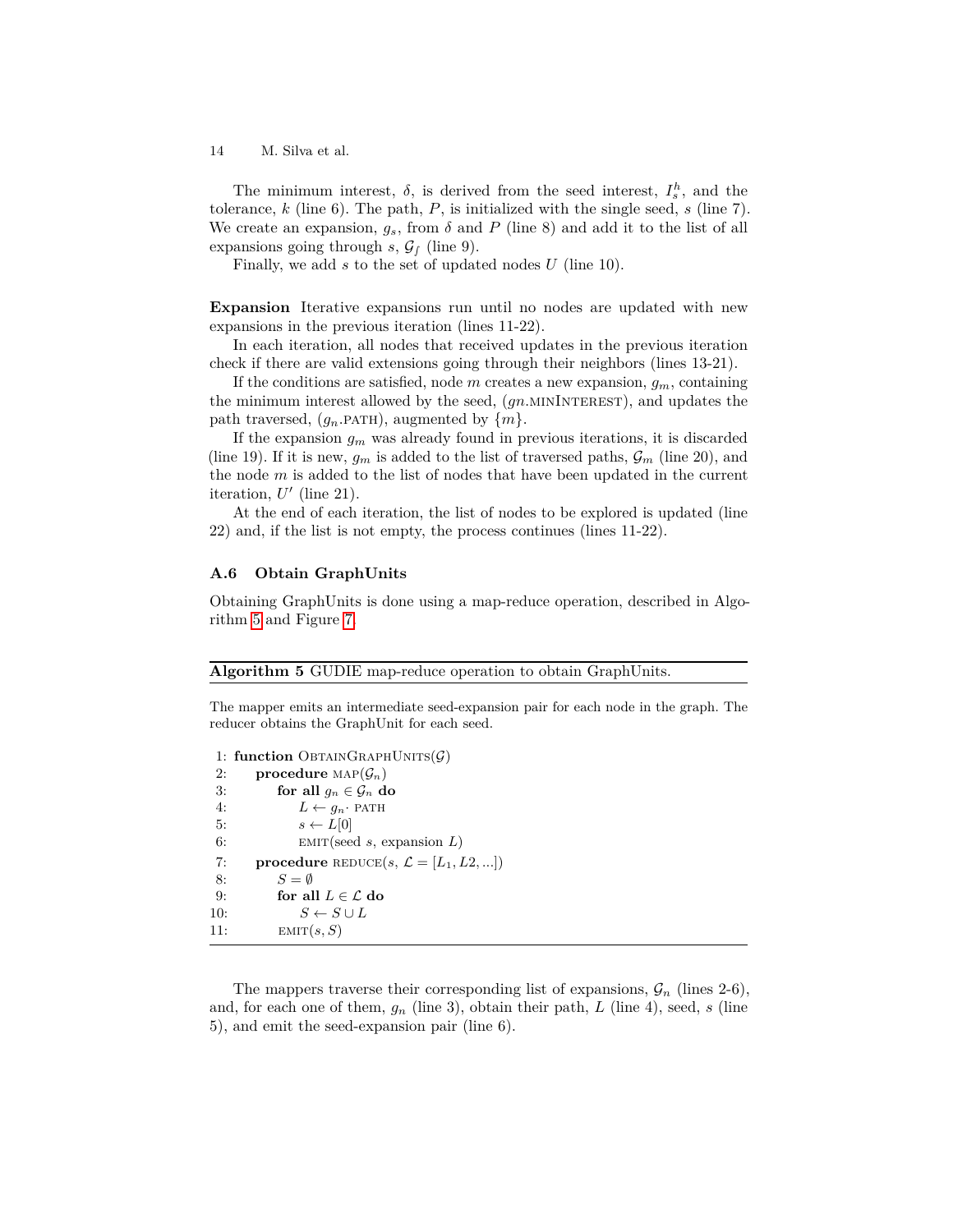The minimum interest, $\delta$, is derived from the seed interest, $I_s^h$, and the tolerance, $k$ (line 6). The path, $P$, is initialized with the single seed, $s$ (line 7). We create an expansion, $g_s$, from $\delta$ and $P$ (line 8) and add it to the list of all expansions going through $s$, $\mathcal{G}_f$ (line 9).

Finally, we add $s$ to the set of updated nodes $U$ (line 10).

**Expansion** Iterative expansions run until no nodes are updated with new expansions in the previous iteration (lines 11-22).

In each iteration, all nodes that received updates in the previous iteration check if there are valid extensions going through their neighbors (lines 13-21).

If the conditions are satisfied, node $m$ creates a new expansion, $g_m$, containing the minimum interest allowed by the seed, ($gn$.MININTEREST), and updates the path traversed, ($g_n$.PATH), augmented by $\{m\}$.

If the expansion $g_m$ was already found in previous iterations, it is discarded (line 19). If it is new, $g_m$ is added to the list of traversed paths, $\mathcal{G}_m$ (line 20), and the node $m$ is added to the list of nodes that have been updated in the current iteration, $U'$ (line 21).

At the end of each iteration, the list of nodes to be explored is updated (line 22) and, if the list is not empty, the process continues (lines 11-22).

### A.6 Obtain GraphUnits

Obtaining GraphUnits is done using a map-reduce operation, described in Algorithm 5 and Figure 7.

**Algorithm 5** GUDIE map-reduce operation to obtain GraphUnits.

The mapper emits an intermediate seed-expansion pair for each node in the graph. The reducer obtains the GraphUnit for each seed.

```
 1: function ObtainGraphUnits(G)
 2:     procedure map(G_n)
 3:         for all g_n ∈ G_n do
 4:             L ← g_n. path
 5:             s ← L[0]
 6:             emit(seed s, expansion L)
 7:     procedure reduce(s, ℒ = [L_1, L2, ...])
 8:         S = ∅
 9:         for all L ∈ ℒ do
10:             S ← S ∪ L
11:         emit(s, S)
```

The mappers traverse their corresponding list of expansions, $\mathcal{G}_n$ (lines 2-6), and, for each one of them, $g_n$ (line 3), obtain their path, $L$ (line 4), seed, $s$ (line 5), and emit the seed-expansion pair (line 6).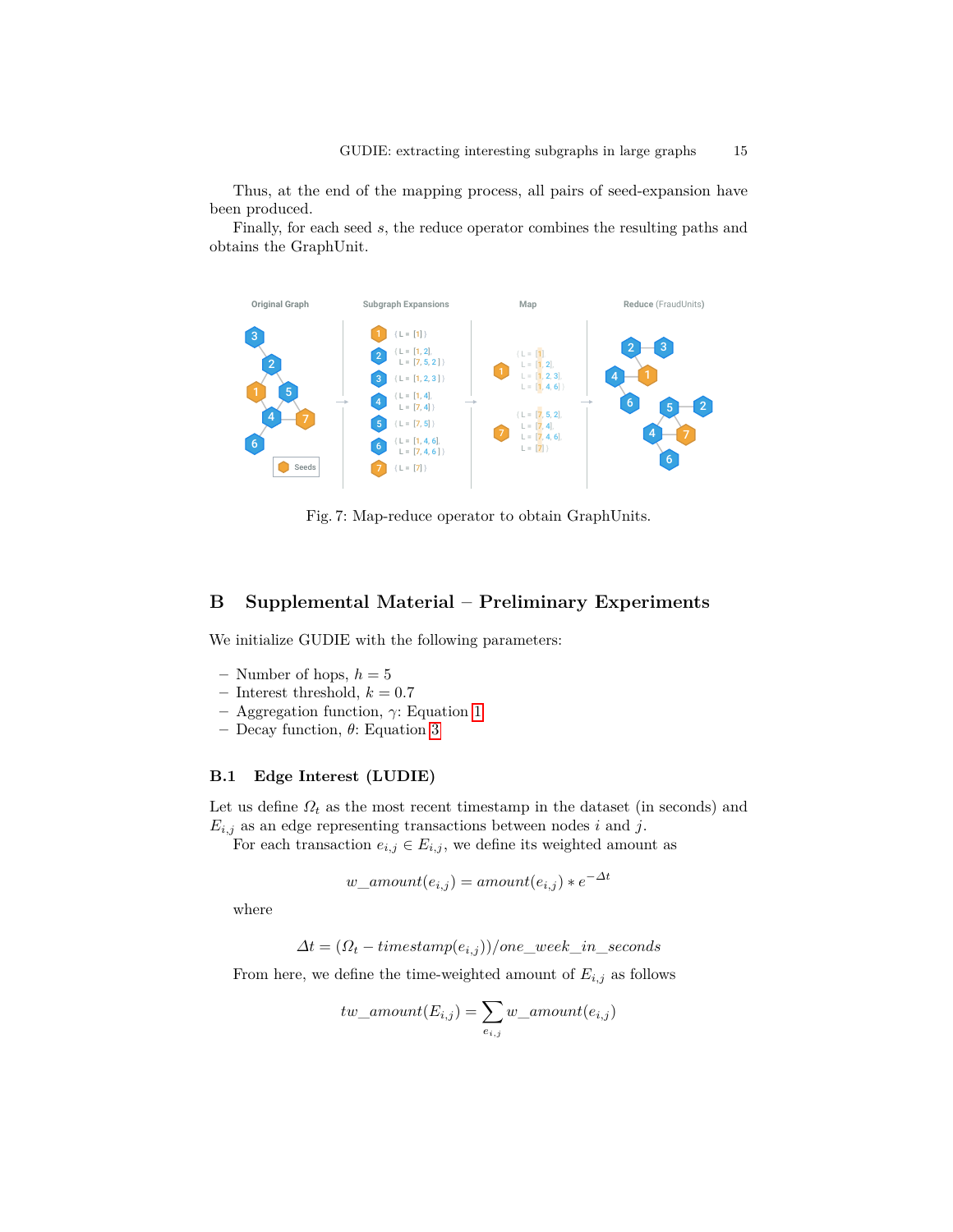Thus, at the end of the mapping process, all pairs of seed-expansion have been produced.

Finally, for each seed $s$, the reduce operator combines the resulting paths and obtains the GraphUnit.

Fig. 7: Map-reduce operator to obtain GraphUnits.

## B Supplemental Material – Preliminary Experiments

We initialize GUDIE with the following parameters:

- Number of hops, $h = 5$
- Interest threshold, $k = 0.7$
- Aggregation function, $\gamma$: Equation 1
- Decay function, $\theta$: Equation 3

### B.1 Edge Interest (LUDIE)

Let us define $\Omega_t$ as the most recent timestamp in the dataset (in seconds) and $E_{i,j}$ as an edge representing transactions between nodes $i$ and $j$.

For each transaction $e_{i,j} \in E_{i,j}$, we define its weighted amount as

$$w\_amount(e_{i,j}) = amount(e_{i,j}) * e^{-\Delta t}$$

where

$$\Delta t = (\Omega_t - timestamp(e_{i,j}))/one\_week\_in\_seconds$$

From here, we define the time-weighted amount of $E_{i,j}$ as follows

$$tw\_amount(E_{i,j}) = \sum_{e_{i,j}} w\_amount(e_{i,j})$$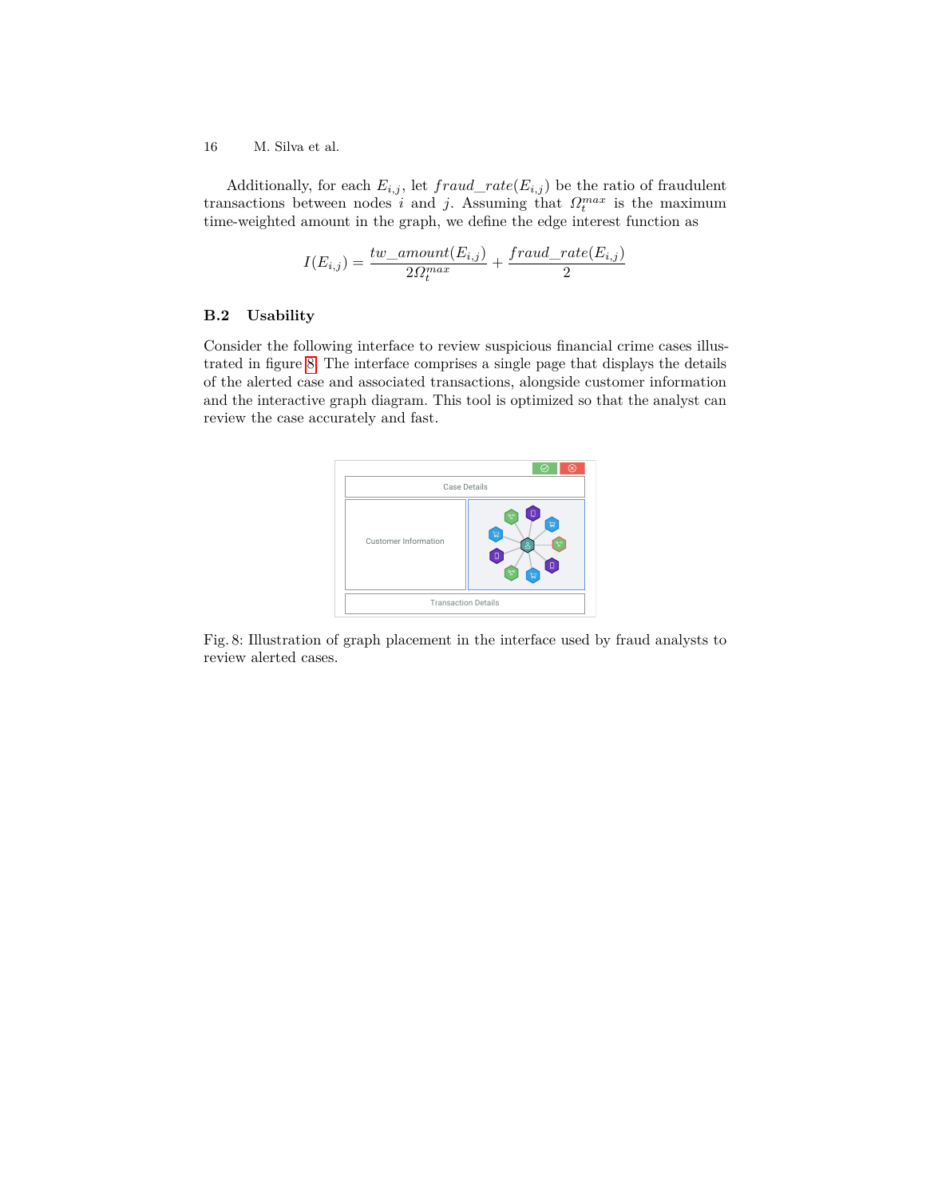Additionally, for each $E_{i,j}$, let $fraud\_rate(E_{i,j})$ be the ratio of fraudulent transactions between nodes $i$ and $j$. Assuming that $\Omega_t^{max}$ is the maximum time-weighted amount in the graph, we define the edge interest function as

$$I(E_{i,j}) = \frac{tw\_amount(E_{i,j})}{2\Omega_t^{max}} + \frac{fraud\_rate(E_{i,j})}{2}$$

### B.2 Usability

Consider the following interface to review suspicious financial crime cases illustrated in figure 8. The interface comprises a single page that displays the details of the alerted case and associated transactions, alongside customer information and the interactive graph diagram. This tool is optimized so that the analyst can review the case accurately and fast.

Case Details

Customer Information

Transaction Details

Fig. 8: Illustration of graph placement in the interface used by fraud analysts to review alerted cases.